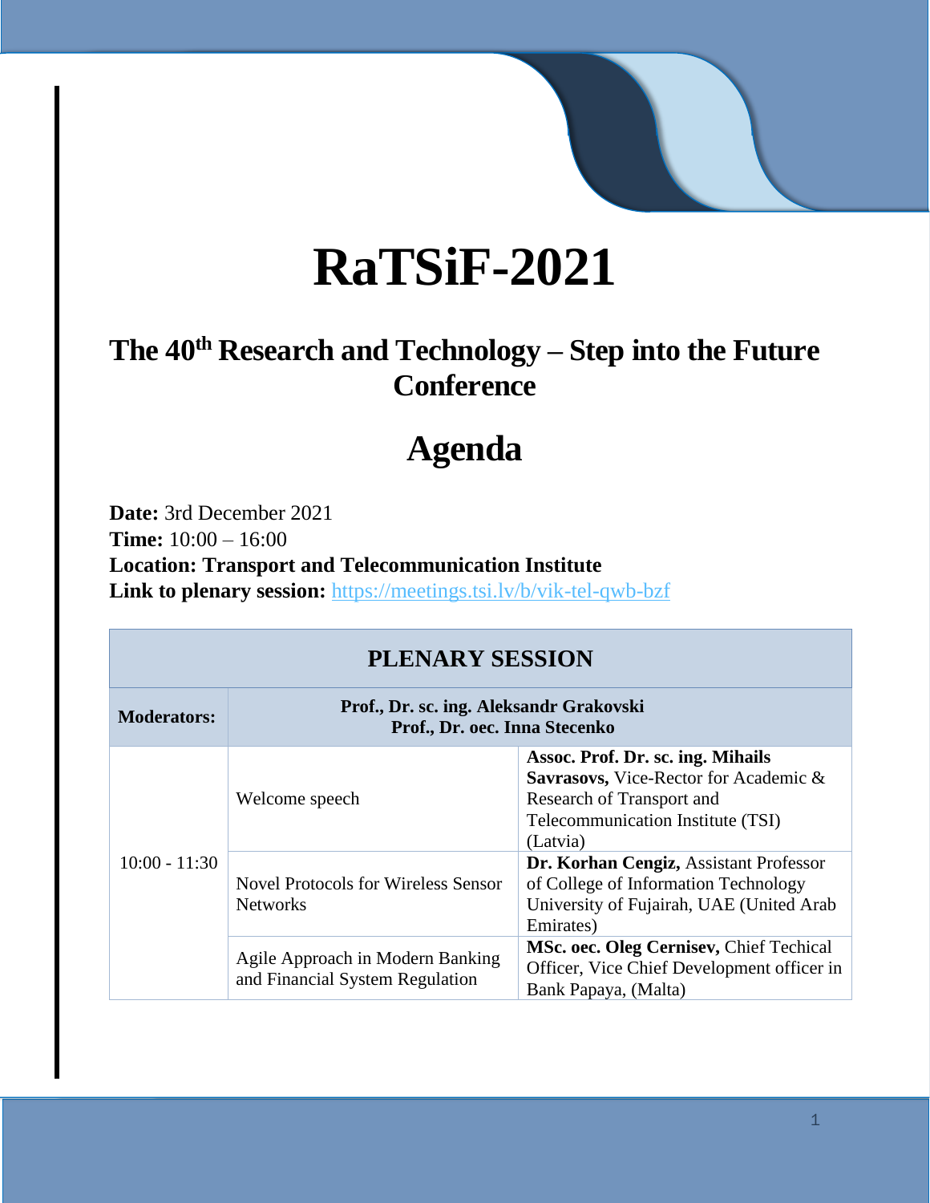# RaTSiF-2021

## The 40th Research and Technology – Step into the Future Conference

# Agenda

**Date:** 3rd December 2021
**Time:** 10:00 – 16:00
**Location: Transport and Telecommunication Institute**
**Link to plenary session:** https://meetings.tsi.lv/b/vik-tel-qwb-bzf

| PLENARY SESSION | | |
|---|---|---|
| **Moderators:** | **Prof., Dr. sc. ing. Aleksandr Grakovski**<br>**Prof., Dr. oec. Inna Stecenko** | |
| 10:00 - 11:30 | Welcome speech | **Assoc. Prof. Dr. sc. ing. Mihails Savrasovs,** Vice-Rector for Academic & Research of Transport and Telecommunication Institute (TSI) (Latvia) |
| | Novel Protocols for Wireless Sensor Networks | **Dr. Korhan Cengiz,** Assistant Professor of College of Information Technology University of Fujairah, UAE (United Arab Emirates) |
| | Agile Approach in Modern Banking and Financial System Regulation | **MSc. oec. Oleg Cernisev,** Chief Techical Officer, Vice Chief Development officer in Bank Papaya, (Malta) |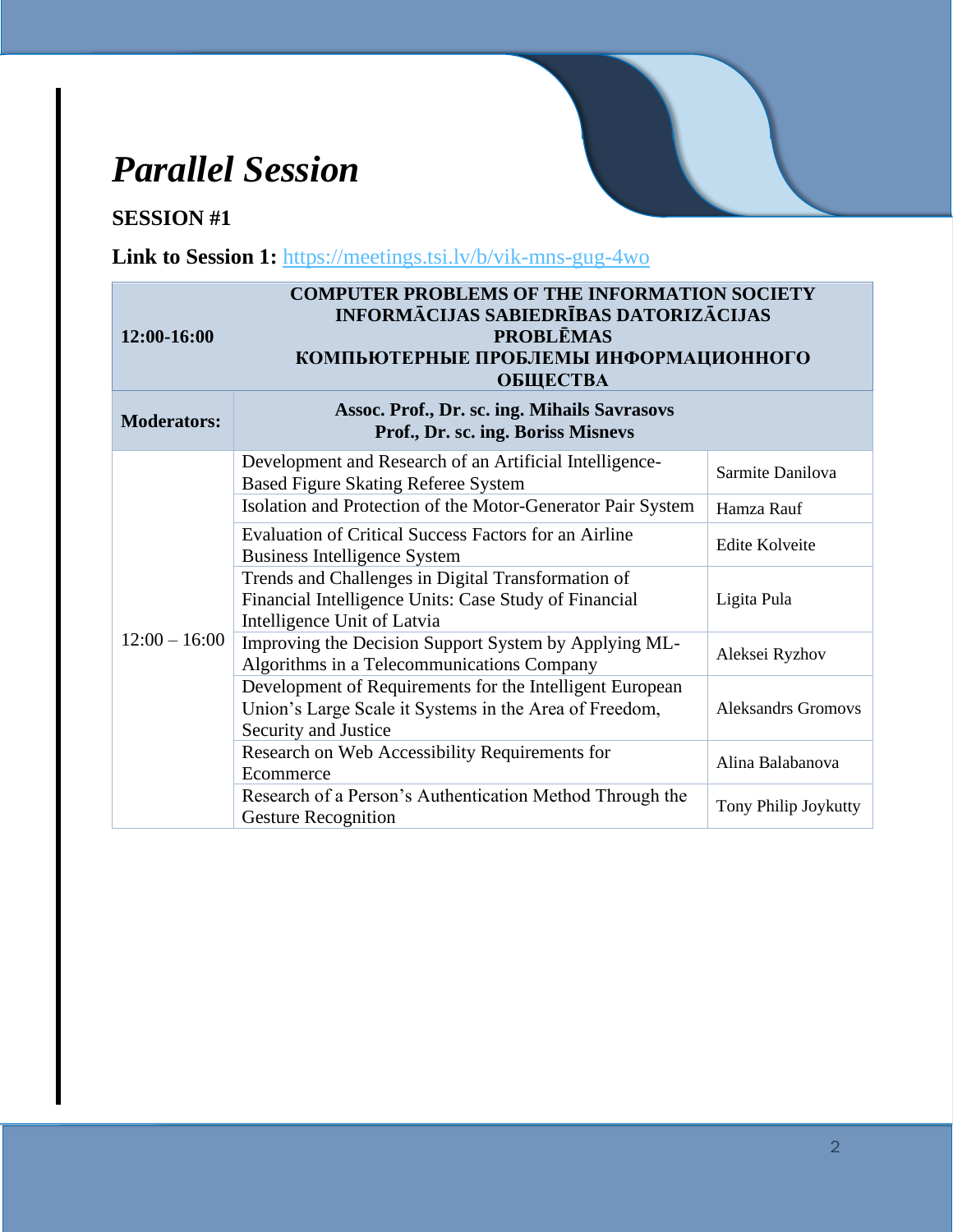# *Parallel Session*

**SESSION #1**

**Link to Session 1:** https://meetings.tsi.lv/b/vik-mns-gug-4wo

| **12:00-16:00** | **COMPUTER PROBLEMS OF THE INFORMATION SOCIETY INFORMĀCIJAS SABIEDRĪBAS DATORIZĀCIJAS PROBLĒMAS КОМПЬЮТЕРНЫЕ ПРОБЛЕМЫ ИНФОРМАЦИОННОГО ОБЩЕСТВА** | |
|---|---|---|
| **Moderators:** | **Assoc. Prof., Dr. sc. ing. Mihails Savrasovs Prof., Dr. sc. ing. Boriss Misnevs** | |
| 12:00 – 16:00 | Development and Research of an Artificial Intelligence-Based Figure Skating Referee System | Sarmite Danilova |
| | Isolation and Protection of the Motor-Generator Pair System | Hamza Rauf |
| | Evaluation of Critical Success Factors for an Airline Business Intelligence System | Edite Kolveite |
| | Trends and Challenges in Digital Transformation of Financial Intelligence Units: Case Study of Financial Intelligence Unit of Latvia | Ligita Pula |
| | Improving the Decision Support System by Applying ML-Algorithms in a Telecommunications Company | Aleksei Ryzhov |
| | Development of Requirements for the Intelligent European Union’s Large Scale it Systems in the Area of Freedom, Security and Justice | Aleksandrs Gromovs |
| | Research on Web Accessibility Requirements for Ecommerce | Alina Balabanova |
| | Research of a Person’s Authentication Method Through the Gesture Recognition | Tony Philip Joykutty |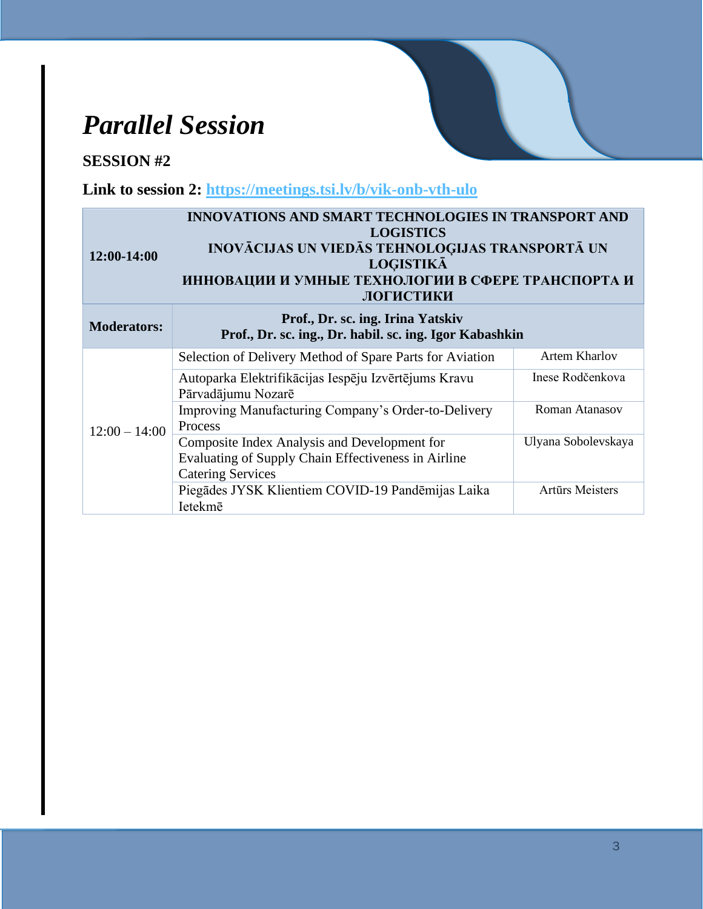# *Parallel Session*

**SESSION #2**

**Link to session 2: [https://meetings.tsi.lv/b/vik-onb-vth-ulo](https://meetings.tsi.lv/b/vik-onb-vth-ulo)**

| **12:00-14:00** | **INNOVATIONS AND SMART TECHNOLOGIES IN TRANSPORT AND LOGISTICS**<br>**INOVĀCIJAS UN VIEDĀS TEHNOLOĢIJAS TRANSPORTĀ UN LOĢISTIKĀ**<br>**ИННОВАЦИИ И УМНЫЕ ТЕХНОЛОГИИ В СФЕРЕ ТРАНСПОРТА И ЛОГИСТИКИ** | |
|---|---|---|
| **Moderators:** | **Prof., Dr. sc. ing. Irina Yatskiv**<br>**Prof., Dr. sc. ing., Dr. habil. sc. ing. Igor Kabashkin** | |
| 12:00 – 14:00 | Selection of Delivery Method of Spare Parts for Aviation | Artem Kharlov |
| | Autoparka Elektrifikācijas Iespēju Izvērtējums Kravu Pārvadājumu Nozarē | Inese Rodčenkova |
| | Improving Manufacturing Company's Order-to-Delivery Process | Roman Atanasov |
| | Composite Index Analysis and Development for Evaluating of Supply Chain Effectiveness in Airline Catering Services | Ulyana Sobolevskaya |
| | Piegādes JYSK Klientiem COVID-19 Pandēmijas Laika Ietekmē | Artūrs Meisters |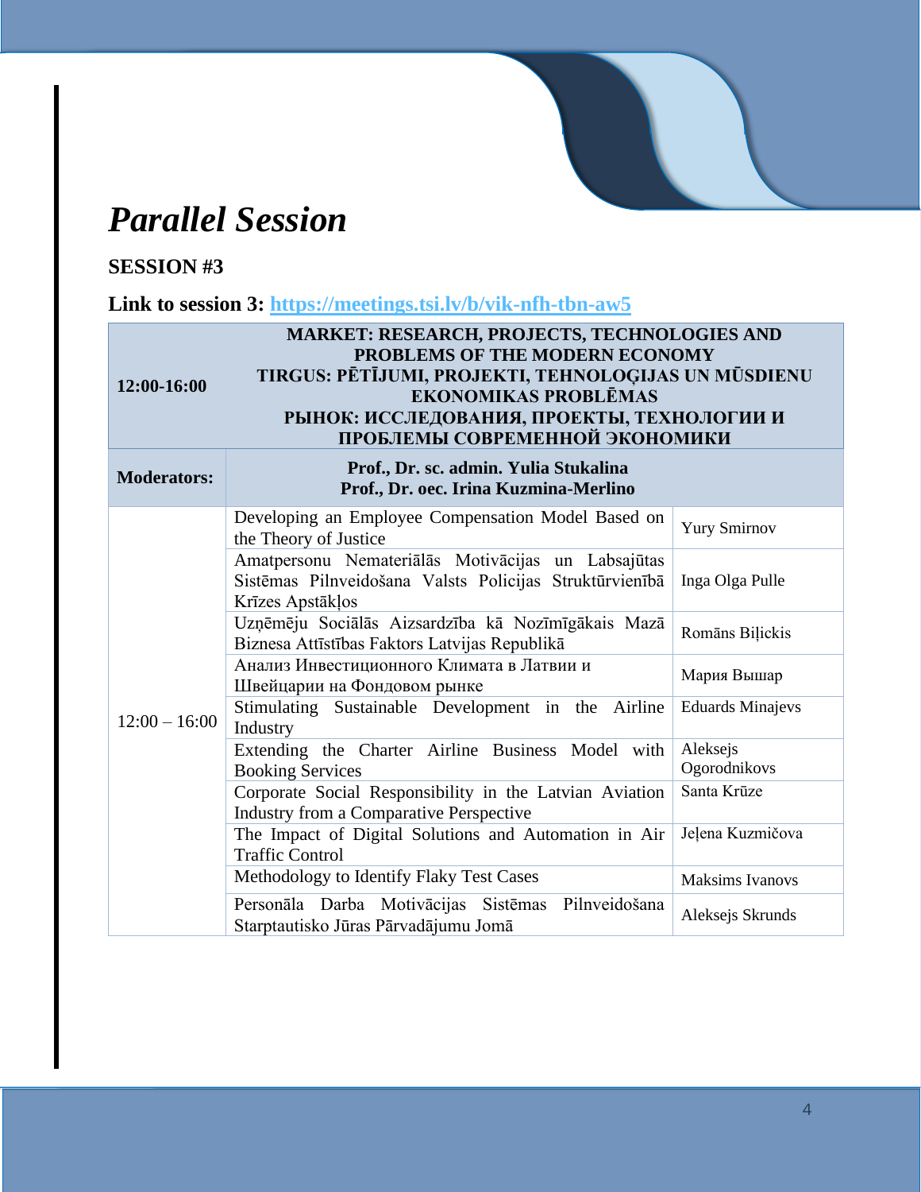# *Parallel Session*

**SESSION #3**

**Link to session 3: https://meetings.tsi.lv/b/vik-nfh-tbn-aw5**

| | | |
|---|---|---|
| **12:00-16:00** | **MARKET: RESEARCH, PROJECTS, TECHNOLOGIES AND PROBLEMS OF THE MODERN ECONOMY**<br>**TIRGUS: PĒTĪJUMI, PROJEKTI, TEHNOLOĢIJAS UN MŪSDIENU EKONOMIKAS PROBLĒMAS**<br>**РЫНОК: ИССЛЕДОВАНИЯ, ПРОЕКТЫ, ТЕХНОЛОГИИ И ПРОБЛЕМЫ СОВРЕМЕННОЙ ЭКОНОМИКИ** | |
| **Moderators:** | **Prof., Dr. sc. admin. Yulia Stukalina**<br>**Prof., Dr. oec. Irina Kuzmina-Merlino** | |
| 12:00 – 16:00 | Developing an Employee Compensation Model Based on the Theory of Justice | Yury Smirnov |
| | Amatpersonu Nemateriālās Motivācijas un Labsajūtas Sistēmas Pilnveidošana Valsts Policijas Struktūrvienībā Krīzes Apstākļos | Inga Olga Pulle |
| | Uzņēmēju Sociālās Aizsardzība kā Nozīmīgākais Mazā Biznesa Attīstības Faktors Latvijas Republikā | Romāns Biļickis |
| | Анализ Инвестиционного Климата в Латвии и Швейцарии на Фондовом рынке | Мария Вышар |
| | Stimulating Sustainable Development in the Airline Industry | Eduards Minajevs |
| | Extending the Charter Airline Business Model with Booking Services | Aleksejs Ogorodnikovs |
| | Corporate Social Responsibility in the Latvian Aviation Industry from a Comparative Perspective | Santa Krūze |
| | The Impact of Digital Solutions and Automation in Air Traffic Control | Jeļena Kuzmičova |
| | Methodology to Identify Flaky Test Cases | Maksims Ivanovs |
| | Personāla Darba Motivācijas Sistēmas Pilnveidošana Starptautisko Jūras Pārvadājumu Jomā | Aleksejs Skrunds |